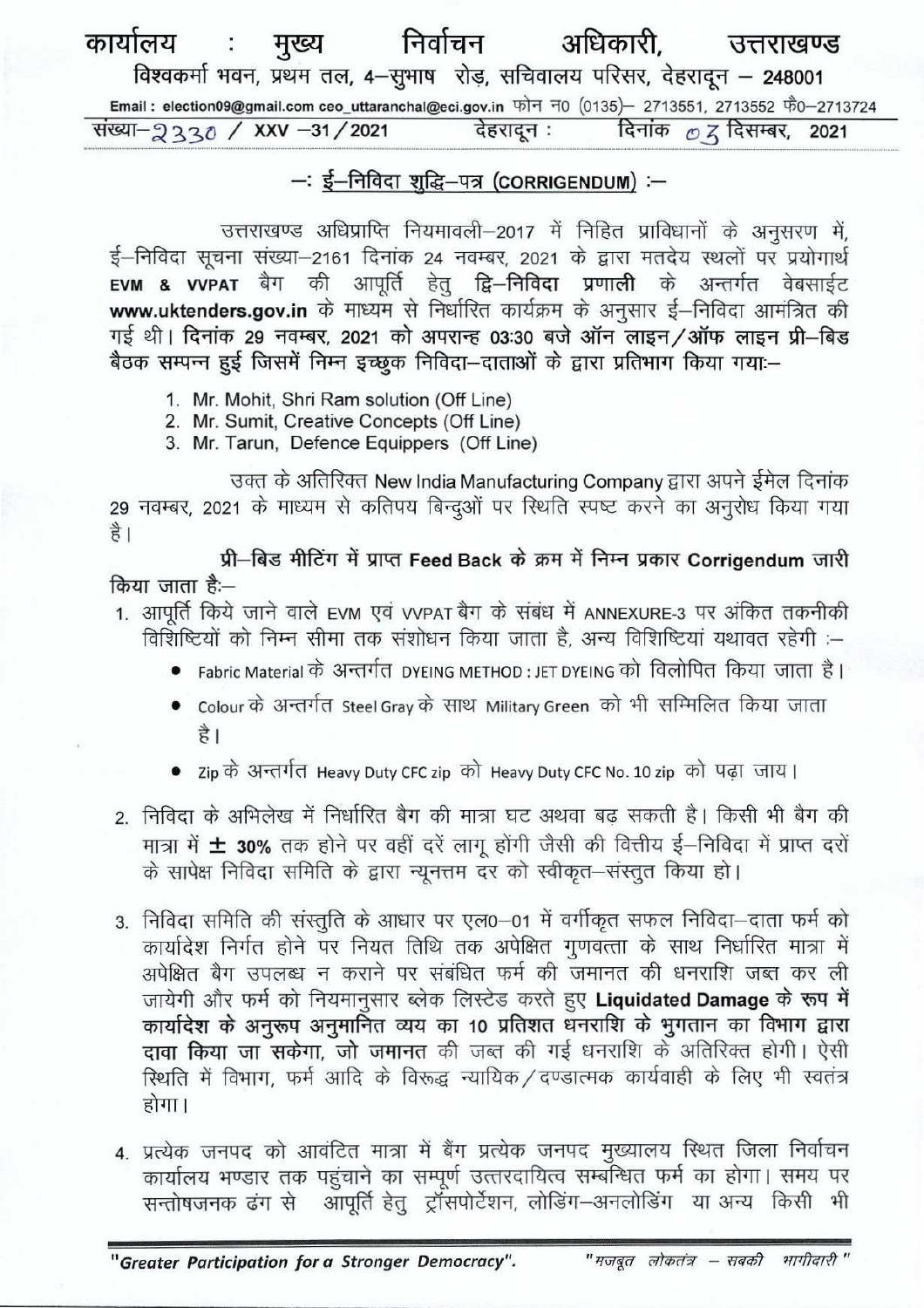# कार्यालय : मुख्य निर्वाचन अधिकारी, उत्तराखण्ड

विश्वकर्मा भवन, प्रथम तल, 4–सुभाष रोड़, सचिवालय परिसर, देहरादून – 248001

Email : election09@gmail.com ceo_uttaranchal@eci.gov.in फोन न0 (0135)– 2713551, 2713552 फै0–2713724

संख्या–2330 / XXV –31 / 2021 देहरादून : दिनांक 03 दिसम्बर, 2021

## –: ई–निविदा शुद्धि–पत्र (CORRIGENDUM) :–

उत्तराखण्ड अधिप्राप्ति नियमावली–2017 में निहित प्राविधानों के अनुसरण में, ई–निविदा सूचना संख्या–2161 दिनांक 24 नवम्बर, 2021 के द्वारा मतदेय स्थलों पर प्रयोगार्थ **EVM & VVPAT** बैग की आपूर्ति हेतु **द्वि–निविदा प्रणाली** के अन्तर्गत वेबसाईट **www.uktenders.gov.in** के माध्यम से निर्धारित कार्यक्रम के अनुसार ई–निविदा आमंत्रित की गई थी। **दिनांक 29 नवम्बर, 2021 को अपरान्ह 03:30 बजे ऑन लाइन / ऑफ लाइन प्री–बिड बैठक सम्पन्न हुई जिसमें निम्न इच्छुक निविदा–दाताओं के द्वारा प्रतिभाग किया गया:–**

1. Mr. Mohit, Shri Ram solution (Off Line)
2. Mr. Sumit, Creative Concepts (Off Line)
3. Mr. Tarun, Defence Equippers (Off Line)

उक्त के अतिरिक्त New India Manufacturing Company द्वारा अपने ईमेल दिनांक 29 नवम्बर, 2021 के माध्यम से कतिपय बिन्दुओं पर स्थिति स्पष्ट करने का अनुरोध किया गया है।

**प्री–बिड मीटिंग में प्राप्त Feed Back के क्रम में निम्न प्रकार Corrigendum जारी किया जाता है:–**

1. आपूर्ति किये जाने वाले EVM एवं VVPAT बैग के संबंध में ANNEXURE-3 पर अंकित तकनीकी विशिष्टियों को निम्न सीमा तक संशोधन किया जाता है, अन्य विशिष्टियां यथावत रहेगी :–
   - Fabric Material के अन्तर्गत DYEING METHOD : JET DYEING को विलोपित किया जाता है।
   - Colour के अन्तर्गत Steel Gray के साथ Military Green को भी सम्मिलित किया जाता है।
   - Zip के अन्तर्गत Heavy Duty CFC zip को Heavy Duty CFC No. 10 zip को पढ़ा जाय।

2. निविदा के अभिलेख में निर्धारित बैग की मात्रा घट अथवा बढ़ सकती है। किसी भी बैग की मात्रा में **± 30%** तक होने पर वहीं दरें लागू होंगी जैसी की वित्तीय ई–निविदा में प्राप्त दरों के सापेक्ष निविदा समिति के द्वारा न्यूनतम दर को स्वीकृत–संस्तुत किया हो।

3. निविदा समिति की संस्तुति के आधार पर एल0–01 में वर्गीकृत सफल निविदा–दाता फर्म को कार्यादेश निर्गत होने पर नियत तिथि तक अपेक्षित गुणवत्ता के साथ निर्धारित मात्रा में अपेक्षित बैग उपलब्ध न कराने पर संबंधित फर्म की जमानत की धनराशि जब्त कर ली जायेगी और फर्म को नियमानुसार ब्लेक लिस्टेड करते हुए **Liquidated Damage के रूप में कार्यादेश के अनुरूप अनुमानित व्यय का 10 प्रतिशत धनराशि के भुगतान का विभाग द्वारा दावा किया जा सकेगा, जो जमानत** की जब्त की गई धनराशि के अतिरिक्त होगी। ऐसी स्थिति में विभाग, फर्म आदि के विरूद्ध न्यायिक / दण्डात्मक कार्यवाही के लिए भी स्वतंत्र होगा।

4. प्रत्येक जनपद को आवंटित मात्रा में बैग प्रत्येक जनपद मुख्यालय स्थित जिला निर्वाचन कार्यालय भण्डार तक पहुंचाने का सम्पूर्ण उत्तरदायित्व सम्बन्धित फर्म का होगा। समय पर सन्तोषजनक ढंग से आपूर्ति हेतु ट्रॉसपोर्टेशन, लोडिंग–अनलोडिंग या अन्य किसी भी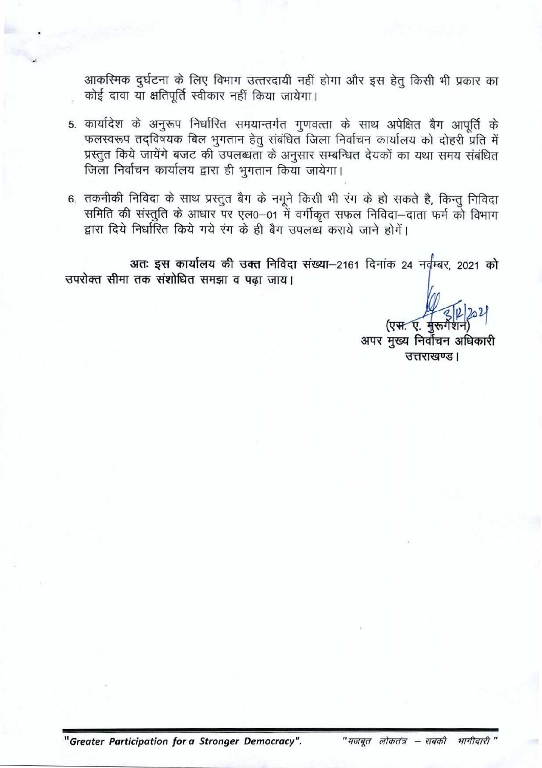आकस्मिक दुर्घटना के लिए विभाग उत्तरदायी नहीं होगा और इस हेतु किसी भी प्रकार का कोई दावा या क्षतिपूर्ति स्वीकार नहीं किया जायेगा।

5. कार्यादेश के अनुरूप निर्धारित समयान्तर्गत गुणवत्ता के साथ अपेक्षित बैग आपूर्ति के फलस्वरूप तद्विषयक बिल भुगतान हेतु संबंधित जिला निर्वाचन कार्यालय को दोहरी प्रति में प्रस्तुत किये जायेंगे बजट की उपलब्धता के अनुसार सम्बन्धित देयकों का यथा समय संबंधित जिला निर्वाचन कार्यालय द्वारा ही भुगतान किया जायेगा।

6. तकनीकी निविदा के साथ प्रस्तुत बैग के नमूने किसी भी रंग के हो सकते है, किन्तु निविदा समिति की संस्तुति के आधार पर एल0–01 में वर्गीकृत सफल निविदा–दाता फर्म को विभाग द्वारा दिये निर्धारित किये गये रंग के ही बैग उपलब्ध कराये जाने होगें।

**अतः इस कार्यालय की उक्त निविदा संख्या**–2161 दिनांक 24 नवम्बर, 2021 **को उपरोक्त सीमा तक संशोधित समझा व पढ़ा जाय।**

3/12/2021

(एस. ए. मुरूगेशन)
अपर मुख्य निर्वाचन अधिकारी
उत्तराखण्ड।

*"Greater Participation for a Stronger Democracy".* *"मजबूत लोकतंत्र – सबकी भागीदारी"*